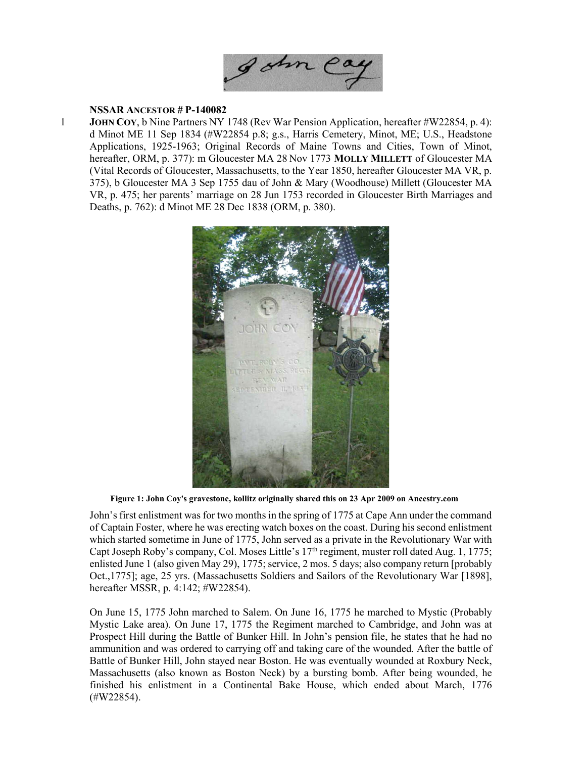**NSSAR ANCESTOR # P-140082**

1 **JOHN COY**, b Nine Partners NY 1748 (Rev War Pension Application, hereafter #W22854, p. 4): d Minot ME 11 Sep 1834 (#W22854 p.8; g.s., Harris Cemetery, Minot, ME; U.S., Headstone Applications, 1925-1963; Original Records of Maine Towns and Cities, Town of Minot, hereafter, ORM, p. 377): m Gloucester MA 28 Nov 1773 **MOLLY MILLETT** of Gloucester MA (Vital Records of Gloucester, Massachusetts, to the Year 1850, hereafter Gloucester MA VR, p. 375), b Gloucester MA 3 Sep 1755 dau of John & Mary (Woodhouse) Millett (Gloucester MA VR, p. 475; her parents' marriage on 28 Jun 1753 recorded in Gloucester Birth Marriages and Deaths, p. 762): d Minot ME 28 Dec 1838 (ORM, p. 380).

**Figure 1: John Coy's gravestone, kollitz originally shared this on 23 Apr 2009 on Ancestry.com**

John's first enlistment was for two months in the spring of 1775 at Cape Ann under the command of Captain Foster, where he was erecting watch boxes on the coast. During his second enlistment which started sometime in June of 1775, John served as a private in the Revolutionary War with Capt Joseph Roby's company, Col. Moses Little's 17th regiment, muster roll dated Aug. 1, 1775; enlisted June 1 (also given May 29), 1775; service, 2 mos. 5 days; also company return [probably Oct.,1775]; age, 25 yrs. (Massachusetts Soldiers and Sailors of the Revolutionary War [1898], hereafter MSSR, p. 4:142; #W22854).

On June 15, 1775 John marched to Salem. On June 16, 1775 he marched to Mystic (Probably Mystic Lake area). On June 17, 1775 the Regiment marched to Cambridge, and John was at Prospect Hill during the Battle of Bunker Hill. In John's pension file, he states that he had no ammunition and was ordered to carrying off and taking care of the wounded. After the battle of Battle of Bunker Hill, John stayed near Boston. He was eventually wounded at Roxbury Neck, Massachusetts (also known as Boston Neck) by a bursting bomb. After being wounded, he finished his enlistment in a Continental Bake House, which ended about March, 1776 (#W22854).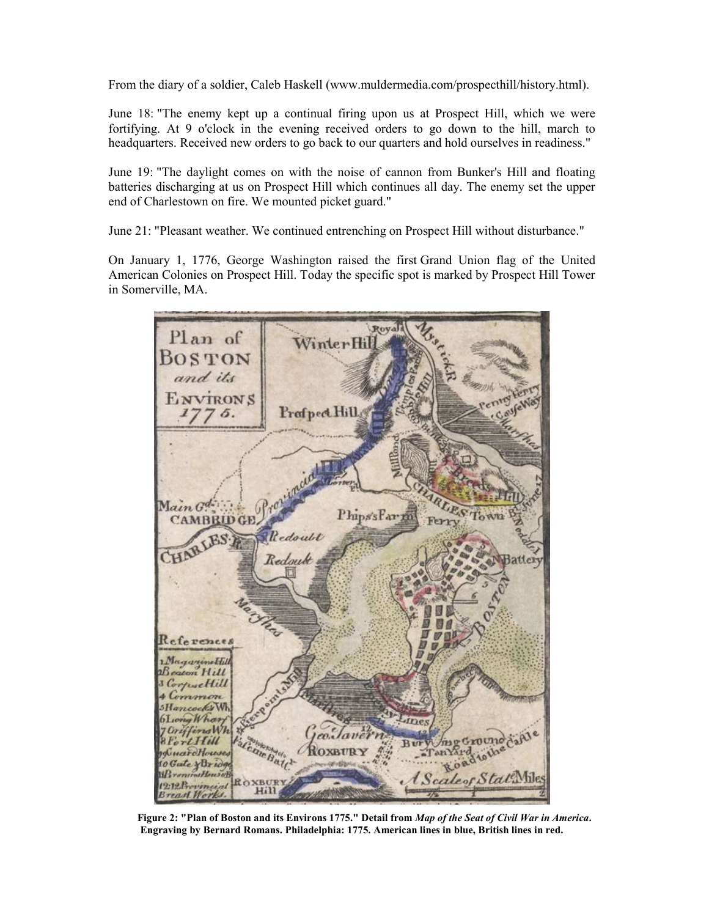From the diary of a soldier, Caleb Haskell (www.muldermedia.com/prospecthill/history.html).

June 18: "The enemy kept up a continual firing upon us at Prospect Hill, which we were fortifying. At 9 o'clock in the evening received orders to go down to the hill, march to headquarters. Received new orders to go back to our quarters and hold ourselves in readiness."

June 19: "The daylight comes on with the noise of cannon from Bunker's Hill and floating batteries discharging at us on Prospect Hill which continues all day. The enemy set the upper end of Charlestown on fire. We mounted picket guard."

June 21: "Pleasant weather. We continued entrenching on Prospect Hill without disturbance."

On January 1, 1776, George Washington raised the first Grand Union flag of the United American Colonies on Prospect Hill. Today the specific spot is marked by Prospect Hill Tower in Somerville, MA.

**Figure 2: "Plan of Boston and its Environs 1775." Detail from *Map of the Seat of Civil War in America*. Engraving by Bernard Romans. Philadelphia: 1775. American lines in blue, British lines in red.**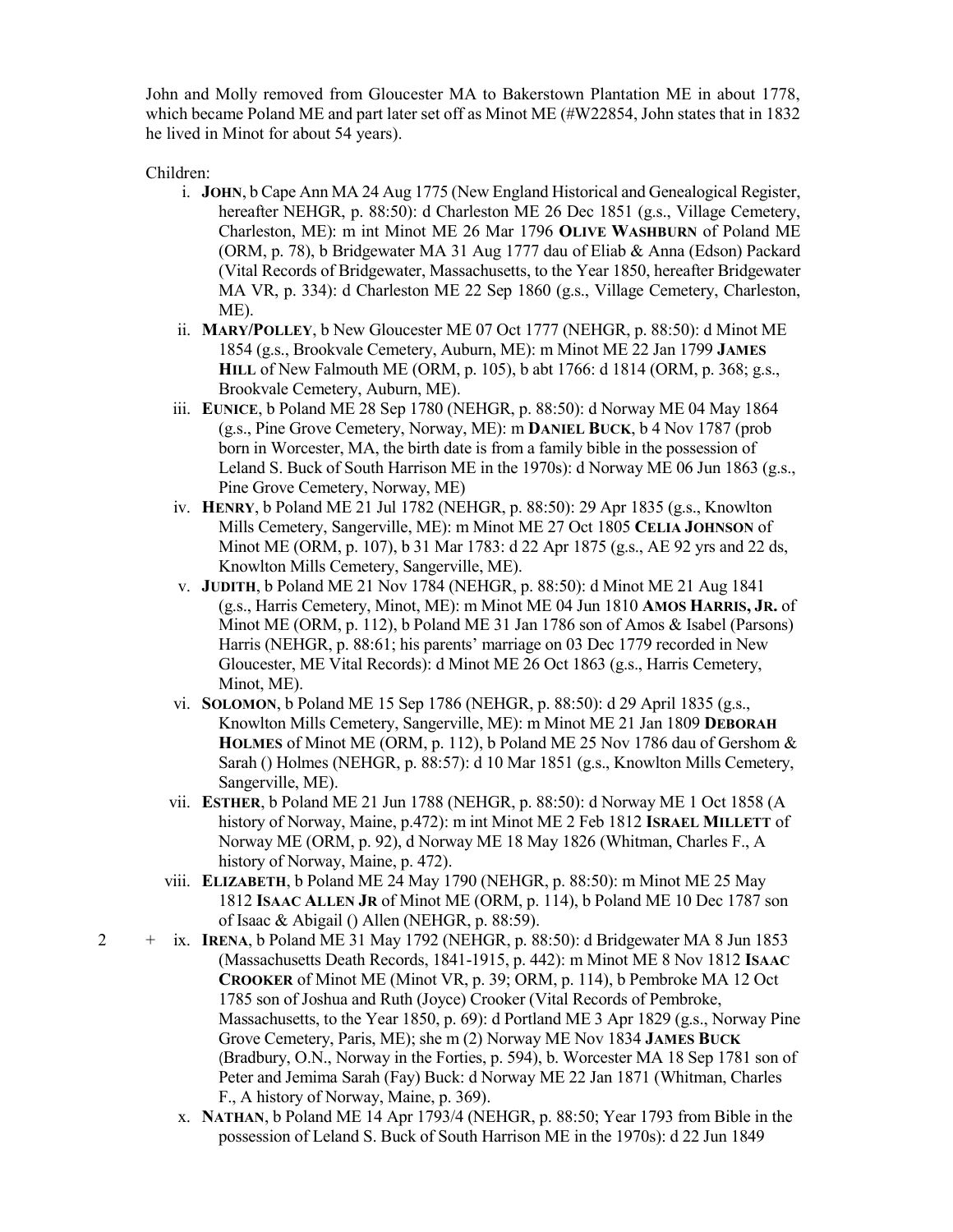John and Molly removed from Gloucester MA to Bakerstown Plantation ME in about 1778, which became Poland ME and part later set off as Minot ME (#W22854, John states that in 1832 he lived in Minot for about 54 years).

Children:

- i. **John**, b Cape Ann MA 24 Aug 1775 (New England Historical and Genealogical Register, hereafter NEHGR, p. 88:50): d Charleston ME 26 Dec 1851 (g.s., Village Cemetery, Charleston, ME): m int Minot ME 26 Mar 1796 **Olive Washburn** of Poland ME (ORM, p. 78), b Bridgewater MA 31 Aug 1777 dau of Eliab & Anna (Edson) Packard (Vital Records of Bridgewater, Massachusetts, to the Year 1850, hereafter Bridgewater MA VR, p. 334): d Charleston ME 22 Sep 1860 (g.s., Village Cemetery, Charleston, ME).
- ii. **Mary/Polley**, b New Gloucester ME 07 Oct 1777 (NEHGR, p. 88:50): d Minot ME 1854 (g.s., Brookvale Cemetery, Auburn, ME): m Minot ME 22 Jan 1799 **James Hill** of New Falmouth ME (ORM, p. 105), b abt 1766: d 1814 (ORM, p. 368; g.s., Brookvale Cemetery, Auburn, ME).
- iii. **Eunice**, b Poland ME 28 Sep 1780 (NEHGR, p. 88:50): d Norway ME 04 May 1864 (g.s., Pine Grove Cemetery, Norway, ME): m **Daniel Buck**, b 4 Nov 1787 (prob born in Worcester, MA, the birth date is from a family bible in the possession of Leland S. Buck of South Harrison ME in the 1970s): d Norway ME 06 Jun 1863 (g.s., Pine Grove Cemetery, Norway, ME)
- iv. **Henry**, b Poland ME 21 Jul 1782 (NEHGR, p. 88:50): 29 Apr 1835 (g.s., Knowlton Mills Cemetery, Sangerville, ME): m Minot ME 27 Oct 1805 **Celia Johnson** of Minot ME (ORM, p. 107), b 31 Mar 1783: d 22 Apr 1875 (g.s., AE 92 yrs and 22 ds, Knowlton Mills Cemetery, Sangerville, ME).
- v. **Judith**, b Poland ME 21 Nov 1784 (NEHGR, p. 88:50): d Minot ME 21 Aug 1841 (g.s., Harris Cemetery, Minot, ME): m Minot ME 04 Jun 1810 **Amos Harris, Jr.** of Minot ME (ORM, p. 112), b Poland ME 31 Jan 1786 son of Amos & Isabel (Parsons) Harris (NEHGR, p. 88:61; his parents' marriage on 03 Dec 1779 recorded in New Gloucester, ME Vital Records): d Minot ME 26 Oct 1863 (g.s., Harris Cemetery, Minot, ME).
- vi. **Solomon**, b Poland ME 15 Sep 1786 (NEHGR, p. 88:50): d 29 April 1835 (g.s., Knowlton Mills Cemetery, Sangerville, ME): m Minot ME 21 Jan 1809 **Deborah Holmes** of Minot ME (ORM, p. 112), b Poland ME 25 Nov 1786 dau of Gershom & Sarah () Holmes (NEHGR, p. 88:57): d 10 Mar 1851 (g.s., Knowlton Mills Cemetery, Sangerville, ME).
- vii. **Esther**, b Poland ME 21 Jun 1788 (NEHGR, p. 88:50): d Norway ME 1 Oct 1858 (A history of Norway, Maine, p.472): m int Minot ME 2 Feb 1812 **Israel Millett** of Norway ME (ORM, p. 92), d Norway ME 18 May 1826 (Whitman, Charles F., A history of Norway, Maine, p. 472).
- viii. **Elizabeth**, b Poland ME 24 May 1790 (NEHGR, p. 88:50): m Minot ME 25 May 1812 **Isaac Allen Jr** of Minot ME (ORM, p. 114), b Poland ME 10 Dec 1787 son of Isaac & Abigail () Allen (NEHGR, p. 88:59).
- 2 + ix. **Irena**, b Poland ME 31 May 1792 (NEHGR, p. 88:50): d Bridgewater MA 8 Jun 1853 (Massachusetts Death Records, 1841-1915, p. 442): m Minot ME 8 Nov 1812 **Isaac Crooker** of Minot ME (Minot VR, p. 39; ORM, p. 114), b Pembroke MA 12 Oct 1785 son of Joshua and Ruth (Joyce) Crooker (Vital Records of Pembroke, Massachusetts, to the Year 1850, p. 69): d Portland ME 3 Apr 1829 (g.s., Norway Pine Grove Cemetery, Paris, ME); she m (2) Norway ME Nov 1834 **James Buck** (Bradbury, O.N., Norway in the Forties, p. 594), b. Worcester MA 18 Sep 1781 son of Peter and Jemima Sarah (Fay) Buck: d Norway ME 22 Jan 1871 (Whitman, Charles F., A history of Norway, Maine, p. 369).
- x. **Nathan**, b Poland ME 14 Apr 1793/4 (NEHGR, p. 88:50; Year 1793 from Bible in the possession of Leland S. Buck of South Harrison ME in the 1970s): d 22 Jun 1849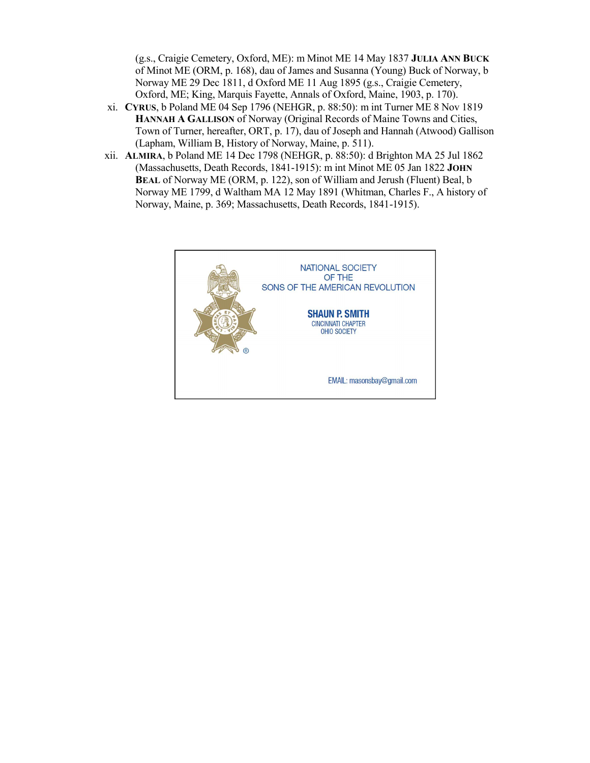(g.s., Craigie Cemetery, Oxford, ME): m Minot ME 14 May 1837 **Julia Ann Buck** of Minot ME (ORM, p. 168), dau of James and Susanna (Young) Buck of Norway, b Norway ME 29 Dec 1811, d Oxford ME 11 Aug 1895 (g.s., Craigie Cemetery, Oxford, ME; King, Marquis Fayette, Annals of Oxford, Maine, 1903, p. 170).

xi. **Cyrus**, b Poland ME 04 Sep 1796 (NEHGR, p. 88:50): m int Turner ME 8 Nov 1819 **Hannah A Gallison** of Norway (Original Records of Maine Towns and Cities, Town of Turner, hereafter, ORT, p. 17), dau of Joseph and Hannah (Atwood) Gallison (Lapham, William B, History of Norway, Maine, p. 511).

xii. **Almira**, b Poland ME 14 Dec 1798 (NEHGR, p. 88:50): d Brighton MA 25 Jul 1862 (Massachusetts, Death Records, 1841-1915): m int Minot ME 05 Jan 1822 **John Beal** of Norway ME (ORM, p. 122), son of William and Jerush (Fluent) Beal, b Norway ME 1799, d Waltham MA 12 May 1891 (Whitman, Charles F., A history of Norway, Maine, p. 369; Massachusetts, Death Records, 1841-1915).

NATIONAL SOCIETY
OF THE
SONS OF THE AMERICAN REVOLUTION

**SHAUN P. SMITH**
CINCINNATI CHAPTER
OHIO SOCIETY

EMAIL: masonsbay@gmail.com